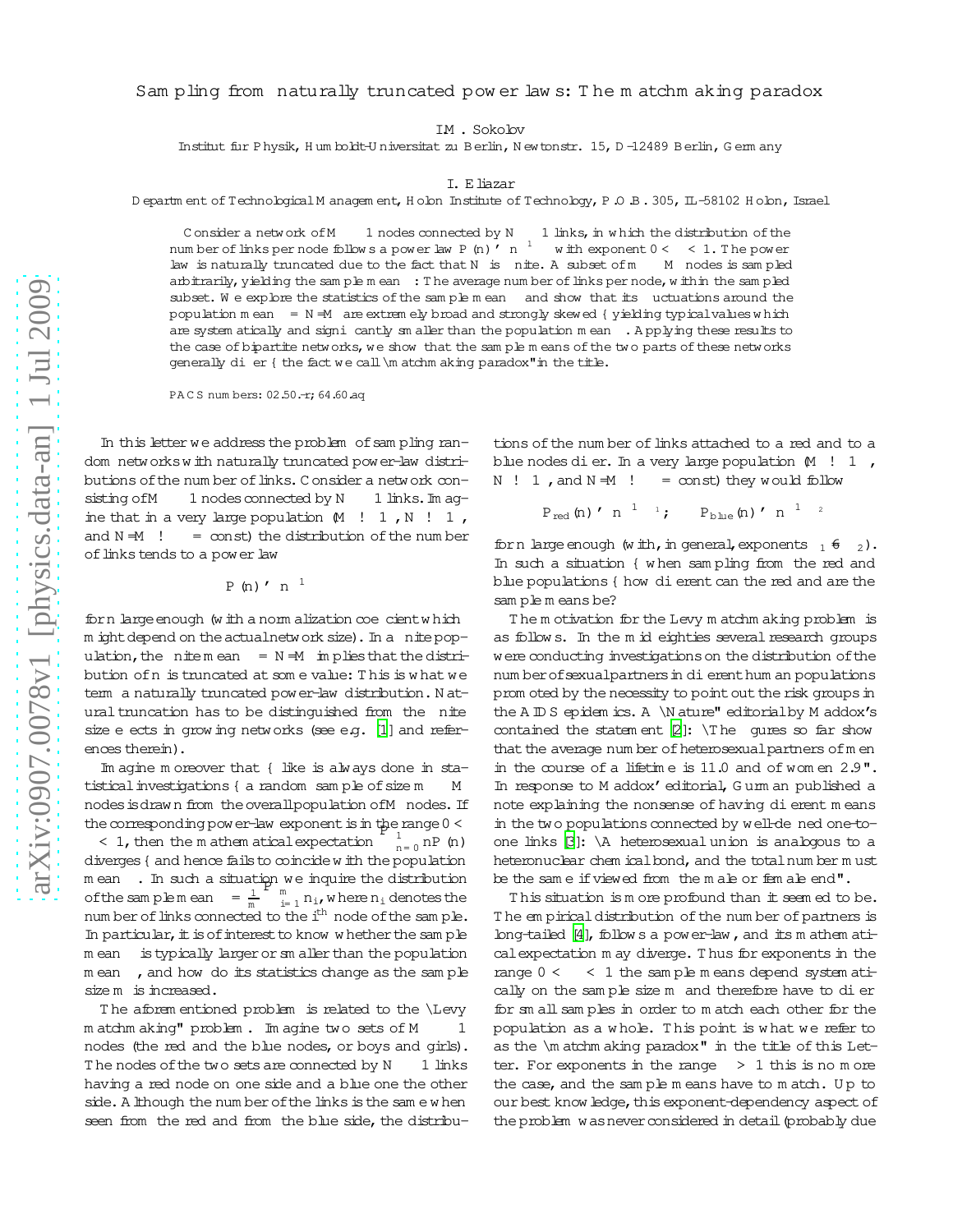# Sampling from naturally truncated power laws: The matchmaking paradox

I.M. Sokolov

Institut für Physik, Humboldt-Universität zu Berlin, Newtonstr. 15, D-12489 Berlin, Germany

I. Eliazar

Department of Technological Management, Holon Institute of Technology, P.O.B. 305, IL-58102 Holon, Israel

Consider a network of $M \gg 1$ nodes connected by $N \gg 1$ links, in which the distribution of the number of links per node follows a power law $P(n) \simeq n^{-1-\alpha}$ with exponent $0 < \alpha < 1$. The power law is naturally truncated due to the fact that $N$ is finite. A subset of $m \ll M$ nodes is sampled arbitrarily, yielding the sample mean $\mu$: The average number of links per node, within the sampled subset. We explore the statistics of the sample mean $\mu$ and show that its fluctuations around the population mean $\bar{\mu} = N/M$ are extremely broad and strongly skewed – yielding typical values which are systematically and significantly smaller than the population mean $\bar{\mu}$. Applying these results to the case of bipartite networks, we show that the sample means of the two parts of these networks generally differ – the fact we call "matchmaking paradox" in the title.

PACS numbers: 02.50.-r; 64.60.aq

In this letter we address the problem of sampling random networks with naturally truncated power-law distributions of the number of links. Consider a network consisting of $M \gg 1$ nodes connected by $N \gg 1$ links. Imagine that in a very large population ($M \to \infty$, $N \to \infty$, and $N/M \to \bar{\mu} = \text{const}$) the distribution of the number of links tends to a power law

$$P(n) \simeq n^{-1-\alpha}$$

for $n$ large enough (with a normalization coefficient which might depend on the actual network size). In a finite population, the finite mean $\bar{\mu} = N/M$ implies that the distribution of $n$ is truncated at some value: This is what we term a naturally truncated power-law distribution. Natural truncation has to be distinguished from the finite size effects in growing networks (see e.g. [1] and references therein).

Imagine moreover that – like is always done in statistical investigations – a random sample of size $m \ll M$ nodes is drawn from the overall population of $M$ nodes. If the corresponding power-law exponent is in the range $0 < \alpha < 1$, then the mathematical expectation $\sum_{n=0}^{\infty} nP(n)$ diverges – and hence fails to coincide with the population mean $\bar{\mu}$. In such a situation we inquire the distribution of the sample mean $\mu = \frac{1}{m}\sum_{i=1}^{m} n_i$, where $n_i$ denotes the number of links connected to the $i^{\text{th}}$ node of the sample. In particular, it is of interest to know whether the sample mean $\mu$ is typically larger or smaller than the population mean $\bar{\mu}$, and how do its statistics change as the sample size $m$ is increased.

The aforementioned problem is related to the "Levy matchmaking" problem. Imagine two sets of $M \gg 1$ nodes (the red and the blue nodes, or boys and girls). The nodes of the two sets are connected by $N \gg 1$ links having a red node on one side and a blue one the other side. Although the number of the links is the same when seen from the red and from the blue side, the distributions of the number of links attached to a red and to a blue nodes differ. In a very large population ($M \to \infty$, $N \to \infty$, and $N/M \to \bar{\mu} = \text{const}$) they would follow

$$P_{red}(n) \simeq n^{-1-\alpha_1}; \quad P_{blue}(n) \simeq n^{-1-\alpha_2}$$

for $n$ large enough (with, in general, exponents $\alpha_1 \neq \alpha_2$). In such a situation – when sampling from the red and blue populations – how different can the red and are the sample means be?

The motivation for the Levy matchmaking problem is as follows. In the mid eighties several research groups were conducting investigations on the distribution of the number of sexual partners in different human populations promoted by the necessity to point out the risk groups in the AIDS epidemics. A "Nature" editorial by Maddox's contained the statement [2]: "The figures so far show that the average number of heterosexual partners of men in the course of a lifetime is 11.0 and of women 2.9". In response to Maddox' editorial, Gurman published a note explaining the nonsense of having different means in the two populations connected by well-defined one-to-one links [3]: "A heterosexual union is analogous to a heteronuclear chemical bond, and the total number must be the same if viewed from the male or female end".

This situation is more profound than it seemed to be. The empirical distribution of the number of partners is long-tailed [4], follows a power-law, and its mathematical expectation may diverge. Thus for exponents in the range $0 < \alpha < 1$ the sample means depend systematically on the sample size $m$ and therefore have to differ for small samples in order to match each other for the population as a whole. This point is what we refer to as the "matchmaking paradox" in the title of this Letter. For exponents in the range $\alpha > 1$ this is no more the case, and the sample means have to match. Up to our best knowledge, this exponent-dependency aspect of the problem was never considered in detail (probably due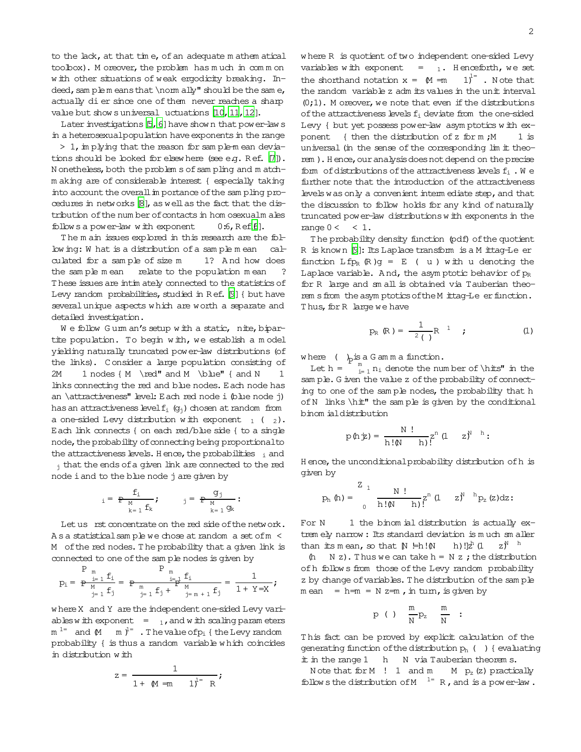to the lack, at that time, of an adequate mathematical toolbox). Moreover, the problem has much in common with other situations of weak ergodicity breaking. Indeed, sample means that "normally" should be the same, actually differ since one of them never reaches a sharp value but shows universal fluctuations [10, 11, 12].

Later investigations [5, 6] have shown that power-laws in a heterosexual population have exponents in the range $\alpha > 1$, implying that the reason for sample-mean deviations should be looked for elsewhere (see e.g. Ref. [7]). Nonetheless, both the problems of sampling and matchmaking are of considerable interest – especially taking into account the overall importance of the sampling procedures in networks [8], as well as the fact that the distribution of the number of contacts in homosexual males follows a power-law with exponent $\alpha \approx 0.6$, Ref.[6].

The main issues explored in this research are the following: What is a distribution of a sample mean $\mu$ calculated for a sample of size $m \gg 1$? And how does the sample mean $\mu$ relate to the population mean $\langle \mu \rangle$? These issues are intimately connected to the statistics of Levy random probabilities, studied in Ref. [9] – but have several unique aspects which are worth a separate and detailed investigation.

We follow Gurman's setup with a static, finite, bipartite population. To begin with, we establish a model yielding naturally truncated power-law distributions (of the links). Consider a large population consisting of $2M \gg 1$ nodes – $M$ "red" and $M$ "blue" – and $N \gg 1$ links connecting the red and blue nodes. Each node has an "attractiveness" level: Each red node $i$ (blue node $j$) has an attractiveness level $f_i$ ($g_j$) chosen at random from a one-sided Levy distribution with exponent $\alpha_1$ ($\alpha_2$). Each link connects – on each red/blue side – to a single node, the probability of connecting being proportional to the attractiveness levels. Hence, the probabilities $\pi_i$ and $\pi_j$ that the ends of a given link are connected to the red node $i$ and to the blue node $j$ are given by

$$\pi_i = \frac{f_i}{\sum_{k=1}^{M} f_k}; \qquad \pi_j = \frac{g_j}{\sum_{k=1}^{M} g_k}:$$

Let us first concentrate on the red side of the network. As a statistical sample we chose at random a set of $m < M$ of the red nodes. The probability that a given link is connected to one of the sample nodes is given by

$$p_i = \frac{\sum_{i=1}^{m} f_i}{\sum_{j=1}^{M} f_j} = \frac{\sum_{i=1}^{m} f_i}{\sum_{j=1}^{m} f_j + \sum_{j=m+1}^{M} f_j} = \frac{1}{1 + Y/X};$$

where $X$ and $Y$ are the independent one-sided Levy variables with exponent $\alpha = \alpha_1$, and with scaling parameters $m^{1/\alpha}$ and $(M-m)^{1/\alpha}$. The value of $p_i$ – the Levy random probability – is thus a random variable which coincides in distribution with

$$z = \frac{1}{1 + (M/m - 1)^{1/\alpha} R};$$

where $R$ is quotient of two independent one-sided Levy variables with exponent $\alpha = \alpha_1$. Henceforth, we set the shorthand notation $x = (M/m - 1)^{1/\alpha}$. Note that the random variable $z$ admits values in the unit interval $(0;1)$. Moreover, we note that even if the distributions of the attractiveness levels $f_i$ deviate from the one-sided Levy – but yet possess power-law asymptotics with exponent $\alpha$ – then the distribution of $z$ for $m; M \gg 1$ is universal (in the sense of the corresponding limit theorem). Hence, our analysis does not depend on the precise form of distributions of the attractiveness levels $f_i$. We further note that the introduction of the attractiveness levels was only a convenient intermediate step, and that the discussion to follow holds for any kind of naturally truncated power-law distributions with exponents in the range $0 < \alpha < 1$.

The probability density function (pdf) of the quotient $R$ is known [9]: Its Laplace transform is a Mittag-Leffler function $L\{p_R(R)\}g = E_\alpha(-u^\alpha)$ with $u$ denoting the Laplace variable. And, the asymptotic behavior of $p_R$ for $R$ large and small is obtained via Tauberian theorems from the asymptotics of the Mittag-Leffler function. Thus, for $R$ large we have

$$p_R(R) = \frac{1}{\Gamma^2(\alpha)} R^{-\alpha - 1}; \tag{1}$$

where $\Gamma(\alpha)$ is a Gamma function.

Let $h = \sum_{i=1}^{m} n_i$ denote the number of "hits" in the sample. Given the value $z$ of the probability of connecting to one of the sample nodes, the probability that $h$ of $N$ links "hit" the sample is given by the conditional binomial distribution

$$p(h|z) = \frac{N!}{h!(N-h)!} z^h (1-z)^{N-h}:$$

Hence, the unconditional probability distribution of $h$ is given by

$$p_h(h) = \int_0^1 \frac{N!}{h!(N-h)!} z^h (1-z)^{N-h} p_z(z) dz:$$

For $N \gg 1$ the binomial distribution is actually extremely narrow: Its standard deviation is much smaller than its mean, so that $[N!/h!(N-h)!] z^h (1-z)^{N-h} \approx \delta(h - Nz)$. Thus we can take $h = Nz$; the distribution of $h$ follows from those of the Levy random probability $z$ by change of variables. The distribution of the sample mean $\mu = h/m = Nz/m$, in turn, is given by

$$p(\mu) \approx \frac{m}{N} p_z\left(\frac{m}{N}\mu\right):$$

This fact can be proved by explicit calculation of the generating function of the distribution $p_h(\cdot)$ – evaluating it in the range $1 \ll h \ll N$ via Tauberian theorems.

Note that for $M \to 1$ and $m \ll M$ $p_z(z)$ practically follows the distribution of $M^{-1/\alpha} R$, and is a power-law.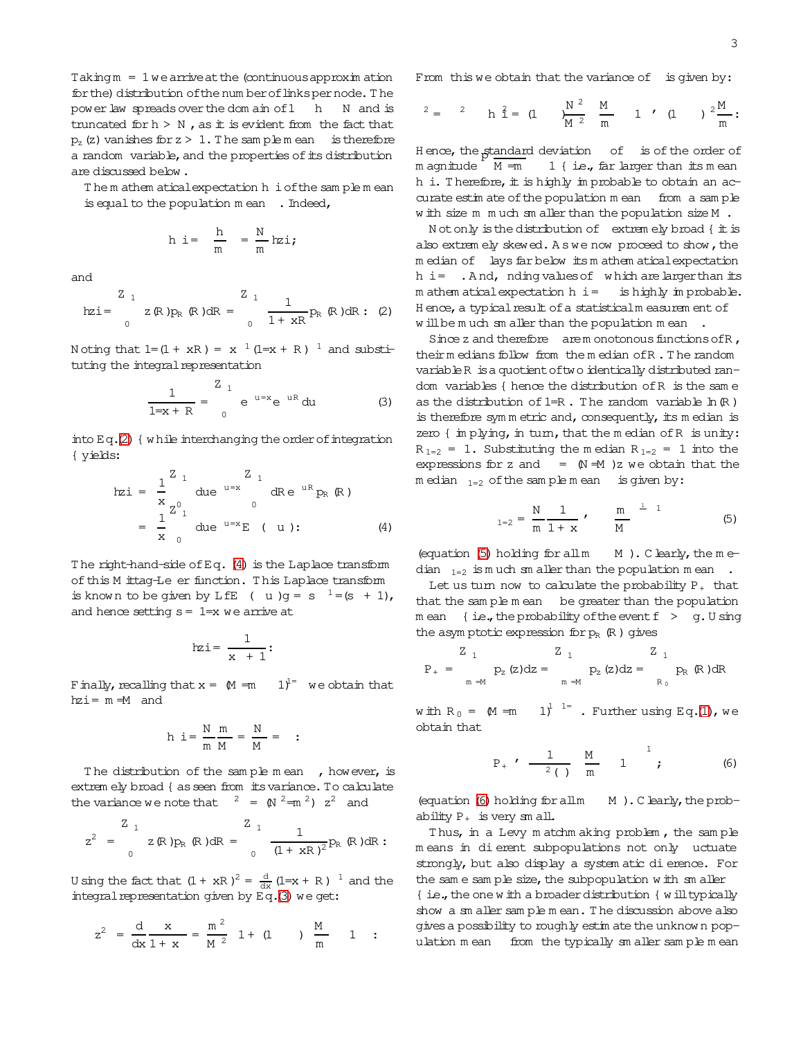Taking $m = 1$ we arrive at the (continuous approximation for the) distribution of the number of links per node. The power law spreads over the domain of $1 \le h \le N$ and is truncated for $h > N$, as it is evident from the fact that $p_z(z)$ vanishes for $z > 1$. The sample mean $\mu$ is therefore a random variable, and the properties of its distribution are discussed below.

The mathematical expectation $\langle\mu\rangle$ of the sample mean $\mu$ is equal to the population mean $\bar{\mu}$. Indeed,

$$\langle\mu\rangle = \left\langle \frac{h}{m} \right\rangle = \frac{N}{m}\langle z\rangle;$$

and

$$\langle z\rangle = \int_0^\infty z(R)p_R(R)dR = \int_0^\infty \frac{1}{1+xR}p_R(R)dR: \quad (2)$$

Noting that $1/(1+xR) = x^{-1}(1/x+R)^{-1}$ and substituting the integral representation

$$\frac{1}{1/x+R} = \int_0^\infty e^{-u/x}e^{-uR}du \quad (3)$$

into Eq. (2) – while interchanging the order of integration – yields:

$$\begin{aligned}\langle z\rangle &= \frac{1}{x}\int_0^\infty du\, e^{-u/x}\int_0^\infty dR\, e^{-uR}p_R(R) \\ &= \frac{1}{x}\int_0^\infty du\, e^{-u/x}E_\alpha(-u^\alpha): \quad (4)\end{aligned}$$

The right-hand-side of Eq. (4) is the Laplace transform of this Mittag-Leffler function. This Laplace transform is known to be given by $L\{E_\alpha(-u^\alpha)\} = s^{\alpha-1}/(s^\alpha+1)$, and hence setting $s = 1/x$ we arrive at

$$\langle z\rangle = \frac{1}{x^\alpha+1}:$$

Finally, recalling that $x = (M/m-1)^{1/\alpha}$ we obtain that $\langle z\rangle = m/M$ and

$$\langle\mu\rangle = \frac{N}{m}\frac{m}{M} = \frac{N}{M} = \bar{\mu}:$$

The distribution of the sample mean $\mu$, however, is extremely broad – as seen from its variance. To calculate the variance we note that $\langle\mu^2\rangle = (N^2/m^2)\langle z^2\rangle$ and

$$\langle z^2\rangle = \int_0^\infty z(R)p_R(R)dR = \int_0^\infty \frac{1}{(1+xR)^2}p_R(R)dR:$$

Using the fact that $(1+xR)^{-2} = \frac{d}{dx}(1/x+R)^{-1}$ and the integral representation given by Eq. (3) we get:

$$\langle z^2\rangle = \frac{d}{dx}\frac{x}{1+x^\alpha} = \frac{m^2}{M^2}\left[1+(1-\alpha)\left(\frac{M}{m}-1\right)\right]:$$

From this we obtain that the variance of $\mu$ is given by:

$$\sigma^2 = \langle\mu^2\rangle - \langle\mu\rangle^2 = (1-\alpha)\frac{N^2}{M^2}\left(\frac{M}{m}-1\right) \simeq (1-\alpha)\bar{\mu}^2\frac{M}{m}:$$

Hence, the standard deviation $\sigma$ of $\mu$ is of the order of magnitude $\bar{\mu}\sqrt{M/m} \gg \bar{\mu}$ – i.e., far larger than its mean $\langle\mu\rangle$. Therefore, it is highly improbable to obtain an accurate estimate of the population mean $\bar{\mu}$ from a sample with size $m$ much smaller than the population size $M$.

Not only is the distribution of $\mu$ extremely broad – it is also extremely skewed. As we now proceed to show, the median of $\mu$ lays far below its mathematical expectation $\langle\mu\rangle = \bar{\mu}$. And, finding values of $\mu$ which are larger than its mathematical expectation $\langle\mu\rangle = \bar{\mu}$ is highly improbable. Hence, a typical result of a statistical measurement of $\mu$ will be much smaller than the population mean $\bar{\mu}$.

Since $z$ and therefore $\mu$ are monotonous functions of $R$, their medians follow from the median of $R$. The random variable $R$ is a quotient of two identically distributed random variables – hence the distribution of $R$ is the same as the distribution of $1/R$. The random variable $\ln(R)$ is therefore symmetric and, consequently, its median is zero – implying, in turn, that the median of $R$ is unity: $R_{1/2} = 1$. Substituting the median $R_{1/2} = 1$ into the expressions for $z$ and $\mu = (N/M)z$ we obtain that the median $\mu_{1/2}$ of the sample mean $\mu$ is given by:

$$\mu_{1/2} = \frac{N}{m}\frac{1}{1+x} \simeq \bar{\mu}\left(\frac{m}{M}\right)^{\frac{1}{\alpha}-1} \quad (5)$$

(equation (5) holding for all $m \ll M$). Clearly, the median $\mu_{1/2}$ is much smaller than the population mean $\bar{\mu}$.

Let us turn now to calculate the probability $P_+$ that that the sample mean $\mu$ be greater than the population mean $\bar{\mu}$ – i.e., the probability of the event $\{\mu > \bar{\mu}\}$. Using the asymptotic expression for $p_R(R)$ gives

$$P_+ = \int_{m/M}^\infty p_z(z)dz = \int_{m/M}^1 p_z(z)dz = \int_{R_0}^\infty p_R(R)dR$$

with $R_0 = (M/m-1)^{1-1/\alpha}$. Further using Eq. (1), we obtain that

$$P_+ \simeq \frac{1}{\alpha^2\Gamma(\alpha)}\left(\frac{M}{m}-1\right)^{\alpha-1}; \quad (6)$$

(equation (6) holding for all $m \ll M$). Clearly, the probability $P_+$ is very small.

Thus, in a Levy matchmaking problem, the sample means in different subpopulations not only fluctuate strongly, but also display a systematic difference. For the same sample size, the subpopulation with smaller $\alpha$ – i.e., the one with a broader distribution – will typically show a smaller sample mean. The discussion above also gives a possibility to roughly estimate the unknown population mean $\bar{\mu}$ from the typically smaller sample mean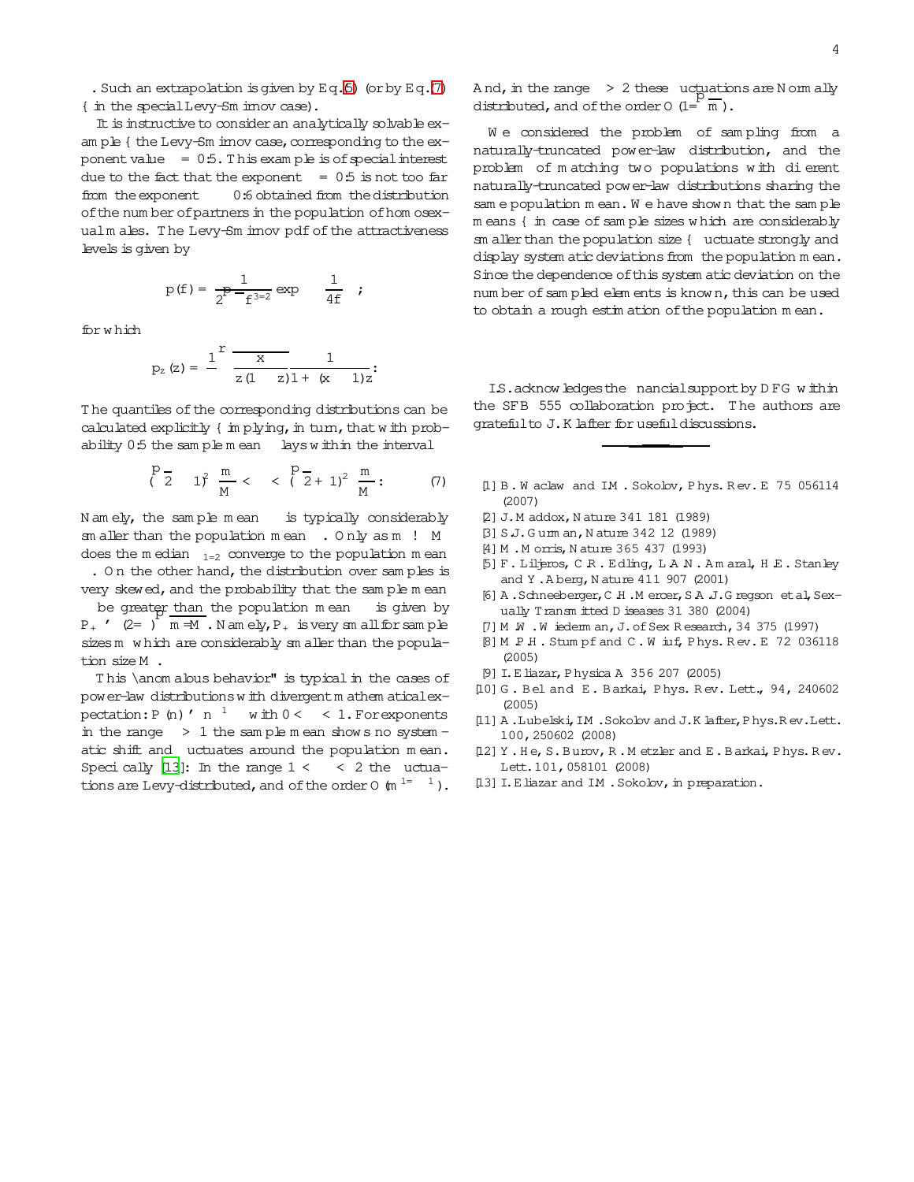. Such an extrapolation is given by Eq.(6) (or by Eq.(7) – in the special Levy-Smirnov case).

It is instructive to consider an analytically solvable example – the Levy-Smirnov case, corresponding to the exponent value $\epsilon = 0.5$. This example is of special interest due to the fact that the exponent $\epsilon = 0.5$ is not too far from the exponent $\epsilon \approx 0.6$ obtained from the distribution of the number of partners in the population of homosexual males. The Levy-Smirnov pdf of the attractiveness levels is given by

$$p(f) = \frac{1}{2\sqrt{\pi} f^{3/2}} \exp\left(-\frac{1}{4f}\right) ;$$

for which

$$p_z(z) = \frac{1}{\pi}\sqrt{\frac{x}{z(1-z)}} \frac{1}{1+(x-1)z} .$$

The quantiles of the corresponding distributions can be calculated explicitly – implying, in turn, that with probability 0.5 the sample mean $\mu$ lays within the interval

$$(\sqrt{2}-1)^2 \frac{m}{M}\mu < \mu < (\sqrt{2}+1)^2 \frac{m}{M}\mu . \qquad (7)$$

Namely, the sample mean $\mu$ is typically considerably smaller than the population mean $\mu$. Only as $m \to M$ does the median $\mu_{1/2}$ converge to the population mean $\mu$. On the other hand, the distribution over samples is very skewed, and the probability that the sample mean $\mu$ be greater than the population mean $\mu$ is given by $P_+ \simeq (2/\pi)\sqrt{m/M}$. Namely, $P_+$ is very small for sample sizes $m$ which are considerably smaller than the population size $M$.

This "anomalous behavior" is typical in the cases of power-law distributions with divergent mathematical expectation: $P(n) \simeq n^{-1-\epsilon}$ with $0 < \epsilon < 1$. For exponents in the range $\epsilon > 1$ the sample mean shows no systematic shift and fluctuates around the population mean. Specifically [13]: In the range $1 < \epsilon < 2$ the fluctuations are Levy-distributed, and of the order $O(m^{1/\epsilon - 1})$. And, in the range $\epsilon > 2$ these fluctuations are Normally distributed, and of the order $O(1/\sqrt{m})$.

We considered the problem of sampling from a naturally-truncated power-law distribution, and the problem of matching two populations with different naturally-truncated power-law distributions sharing the same population mean. We have shown that the sample means – in case of sample sizes which are considerably smaller than the population size – fluctuate strongly and display systematic deviations from the population mean. Since the dependence of this systematic deviation on the number of sampled elements is known, this can be used to obtain a rough estimation of the population mean.

I.S. acknowledges the financial support by DFG within the SFB 555 collaboration project. The authors are grateful to J. Klafter for useful discussions.

---

[1] B. Waclaw and I.M. Sokolov, Phys. Rev. E 75 056114 (2007)
[2] J. Maddox, Nature 341 181 (1989)
[3] S.J. Gurman, Nature 342 12 (1989)
[4] M. Morris, Nature 365 437 (1993)
[5] F. Liljeros, C.R. Edling, L.A.N. Amaral, H.E. Stanley and Y. Aberg, Nature 411 907 (2001)
[6] A. Schneeberger, C.H. Mercer, S.A.J. Gregson et al, Sexually Transmitted Diseases 31 380 (2004)
[7] M.W. Wiederman, J. of Sex Research, 34 375 (1997)
[8] M.P.H. Stumpf and C. Wiuf, Phys. Rev. E 72 036118 (2005)
[9] I. Eliazar, Physica A 356 207 (2005)
[10] G. Bel and E. Barkai, Phys. Rev. Lett., 94, 240602 (2005)
[11] A. Lubelski, I.M. Sokolov and J. Klafter, Phys. Rev. Lett. 100, 250602 (2008)
[12] Y. He, S. Burov, R. Metzler and E. Barkai, Phys. Rev. Lett. 101, 058101 (2008)
[13] I. Eliazar and I.M. Sokolov, in preparation.